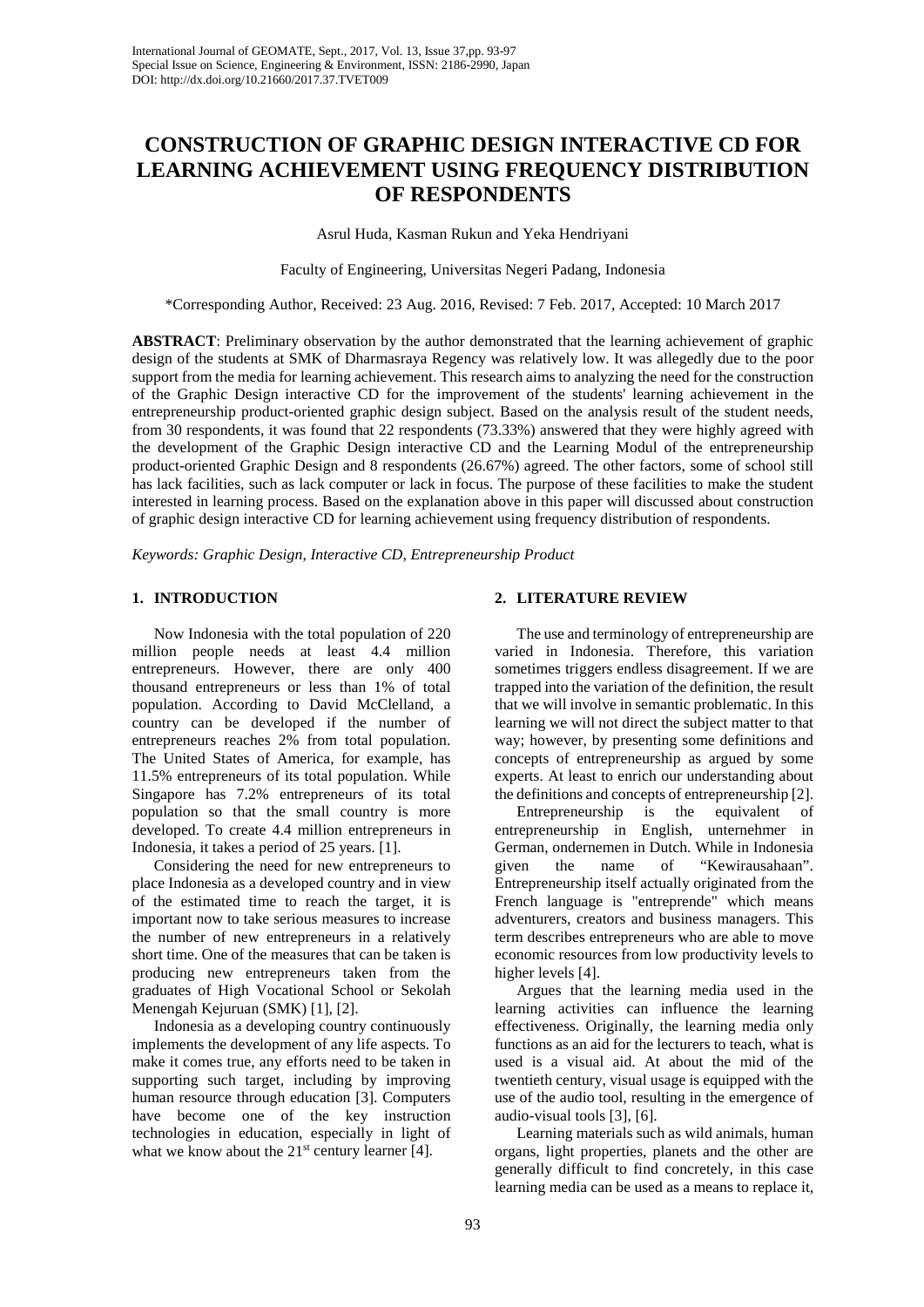# CONSTRUCTION OF GRAPHIC DESIGN INTERACTIVE CD FOR LEARNING ACHIEVEMENT USING FREQUENCY DISTRIBUTION OF RESPONDENTS

Asrul Huda, Kasman Rukun and Yeka Hendriyani

Faculty of Engineering, Universitas Negeri Padang, Indonesia

*Corresponding Author, Received: 23 Aug. 2016, Revised: 7 Feb. 2017, Accepted: 10 March 2017

**ABSTRACT**: Preliminary observation by the author demonstrated that the learning achievement of graphic design of the students at SMK of Dharmasraya Regency was relatively low. It was allegedly due to the poor support from the media for learning achievement. This research aims to analyzing the need for the construction of the Graphic Design interactive CD for the improvement of the students' learning achievement in the entrepreneurship product-oriented graphic design subject. Based on the analysis result of the student needs, from 30 respondents, it was found that 22 respondents (73.33%) answered that they were highly agreed with the development of the Graphic Design interactive CD and the Learning Modul of the entrepreneurship product-oriented Graphic Design and 8 respondents (26.67%) agreed. The other factors, some of school still has lack facilities, such as lack computer or lack in focus. The purpose of these facilities to make the student interested in learning process. Based on the explanation above in this paper will discussed about construction of graphic design interactive CD for learning achievement using frequency distribution of respondents.

*Keywords: Graphic Design, Interactive CD, Entrepreneurship Product*

## 1. INTRODUCTION

Now Indonesia with the total population of 220 million people needs at least 4.4 million entrepreneurs. However, there are only 400 thousand entrepreneurs or less than 1% of total population. According to David McClelland, a country can be developed if the number of entrepreneurs reaches 2% from total population. The United States of America, for example, has 11.5% entrepreneurs of its total population. While Singapore has 7.2% entrepreneurs of its total population so that the small country is more developed. To create 4.4 million entrepreneurs in Indonesia, it takes a period of 25 years. [1].

Considering the need for new entrepreneurs to place Indonesia as a developed country and in view of the estimated time to reach the target, it is important now to take serious measures to increase the number of new entrepreneurs in a relatively short time. One of the measures that can be taken is producing new entrepreneurs taken from the graduates of High Vocational School or Sekolah Menengah Kejuruan (SMK) [1], [2].

Indonesia as a developing country continuously implements the development of any life aspects. To make it comes true, any efforts need to be taken in supporting such target, including by improving human resource through education [3]. Computers have become one of the key instruction technologies in education, especially in light of what we know about the 21st century learner [4].

## 2. LITERATURE REVIEW

The use and terminology of entrepreneurship are varied in Indonesia. Therefore, this variation sometimes triggers endless disagreement. If we are trapped into the variation of the definition, the result that we will involve in semantic problematic. In this learning we will not direct the subject matter to that way; however, by presenting some definitions and concepts of entrepreneurship as argued by some experts. At least to enrich our understanding about the definitions and concepts of entrepreneurship [2].

Entrepreneurship is the equivalent of entrepreneurship in English, unternehmer in German, ondernemen in Dutch. While in Indonesia given the name of "Kewirausahaan". Entrepreneurship itself actually originated from the French language is "entreprende" which means adventurers, creators and business managers. This term describes entrepreneurs who are able to move economic resources from low productivity levels to higher levels [4].

Argues that the learning media used in the learning activities can influence the learning effectiveness. Originally, the learning media only functions as an aid for the lecturers to teach, what is used is a visual aid. At about the mid of the twentieth century, visual usage is equipped with the use of the audio tool, resulting in the emergence of audio-visual tools [3], [6].

Learning materials such as wild animals, human organs, light properties, planets and the other are generally difficult to find concretely, in this case learning media can be used as a means to replace it,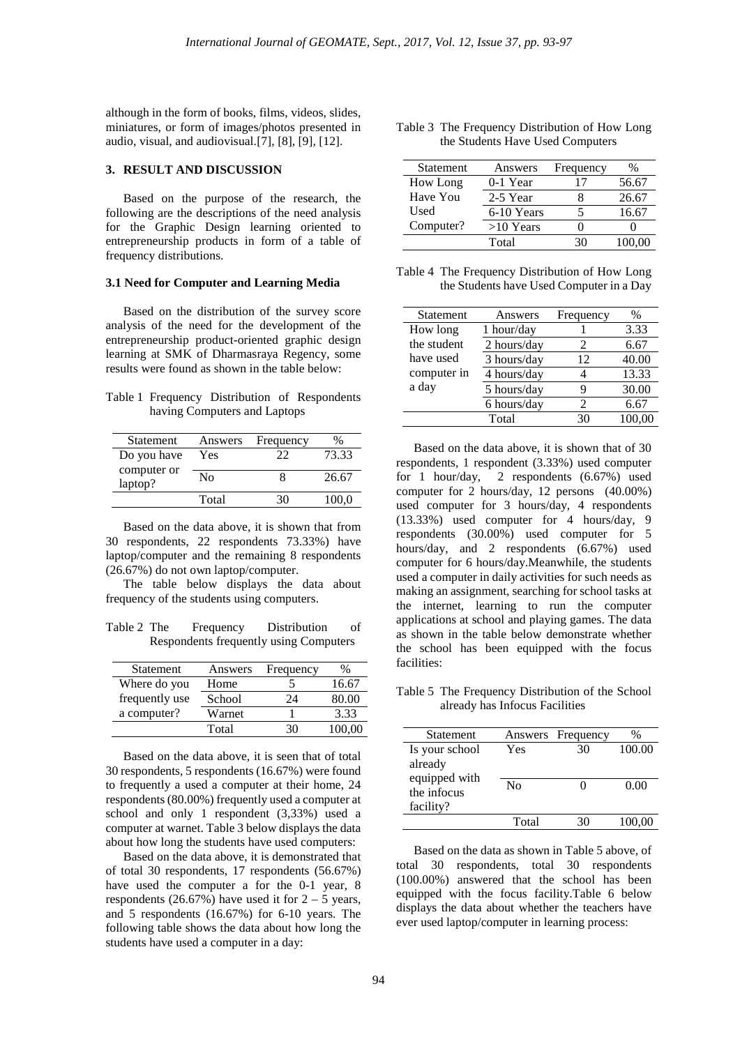although in the form of books, films, videos, slides, miniatures, or form of images/photos presented in audio, visual, and audiovisual.[7], [8], [9], [12].

## 3. RESULT AND DISCUSSION

Based on the purpose of the research, the following are the descriptions of the need analysis for the Graphic Design learning oriented to entrepreneurship products in form of a table of frequency distributions.

### 3.1 Need for Computer and Learning Media

Based on the distribution of the survey score analysis of the need for the development of the entrepreneurship product-oriented graphic design learning at SMK of Dharmasraya Regency, some results were found as shown in the table below:

Table 1 Frequency Distribution of Respondents having Computers and Laptops

| Statement | Answers | Frequency | % |
|---|---|---|---|
| Do you have computer or laptop? | Yes | 22 | 73.33 |
| | No | 8 | 26.67 |
| | Total | 30 | 100,0 |

Based on the data above, it is shown that from 30 respondents, 22 respondents 73.33%) have laptop/computer and the remaining 8 respondents (26.67%) do not own laptop/computer.

The table below displays the data about frequency of the students using computers.

Table 2 The Frequency Distribution of Respondents frequently using Computers

| Statement | Answers | Frequency | % |
|---|---|---|---|
| Where do you frequently use a computer? | Home | 5 | 16.67 |
| | School | 24 | 80.00 |
| | Warnet | 1 | 3.33 |
| | Total | 30 | 100,00 |

Based on the data above, it is seen that of total 30 respondents, 5 respondents (16.67%) were found to frequently a used a computer at their home, 24 respondents (80.00%) frequently used a computer at school and only 1 respondent (3,33%) used a computer at warnet. Table 3 below displays the data about how long the students have used computers:

Based on the data above, it is demonstrated that of total 30 respondents, 17 respondents (56.67%) have used the computer a for the 0-1 year, 8 respondents (26.67%) have used it for 2 – 5 years, and 5 respondents (16.67%) for 6-10 years. The following table shows the data about how long the students have used a computer in a day:

Table 3 The Frequency Distribution of How Long the Students Have Used Computers

| Statement | Answers | Frequency | % |
|---|---|---|---|
| How Long Have You Used Computer? | 0-1 Year | 17 | 56.67 |
| | 2-5 Year | 8 | 26.67 |
| | 6-10 Years | 5 | 16.67 |
| | >10 Years | 0 | 0 |
| | Total | 30 | 100,00 |

Table 4 The Frequency Distribution of How Long the Students have Used Computer in a Day

| Statement | Answers | Frequency | % |
|---|---|---|---|
| How long the student have used computer in a day | 1 hour/day | 1 | 3.33 |
| | 2 hours/day | 2 | 6.67 |
| | 3 hours/day | 12 | 40.00 |
| | 4 hours/day | 4 | 13.33 |
| | 5 hours/day | 9 | 30.00 |
| | 6 hours/day | 2 | 6.67 |
| | Total | 30 | 100,00 |

Based on the data above, it is shown that of 30 respondents, 1 respondent (3.33%) used computer for 1 hour/day, 2 respondents (6.67%) used computer for 2 hours/day, 12 persons (40.00%) used computer for 3 hours/day, 4 respondents (13.33%) used computer for 4 hours/day, 9 respondents (30.00%) used computer for 5 hours/day, and 2 respondents (6.67%) used computer for 6 hours/day.Meanwhile, the students used a computer in daily activities for such needs as making an assignment, searching for school tasks at the internet, learning to run the computer applications at school and playing games. The data as shown in the table below demonstrate whether the school has been equipped with the focus facilities:

Table 5 The Frequency Distribution of the School already has Infocus Facilities

| Statement | Answers | Frequency | % |
|---|---|---|---|
| Is your school already equipped with the infocus facility? | Yes | 30 | 100.00 |
| | No | 0 | 0.00 |
| | Total | 30 | 100,00 |

Based on the data as shown in Table 5 above, of total 30 respondents, total 30 respondents (100.00%) answered that the school has been equipped with the focus facility.Table 6 below displays the data about whether the teachers have ever used laptop/computer in learning process: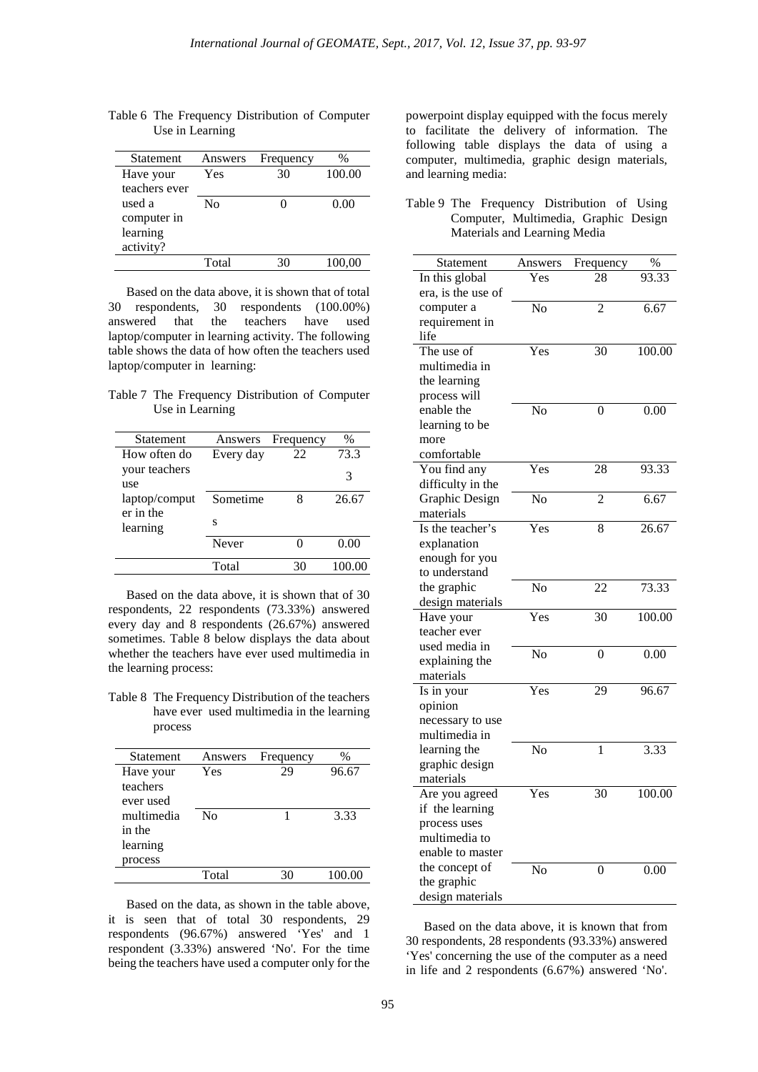Table 6 The Frequency Distribution of Computer Use in Learning

| Statement | Answers | Frequency | % |
|---|---|---|---|
| Have your teachers ever used a computer in learning activity? | Yes | 30 | 100.00 |
| | No | 0 | 0.00 |
| | Total | 30 | 100,00 |

Based on the data above, it is shown that of total 30 respondents, 30 respondents (100.00%) answered that the teachers have used laptop/computer in learning activity. The following table shows the data of how often the teachers used laptop/computer in learning:

Table 7 The Frequency Distribution of Computer Use in Learning

| Statement | Answers | Frequency | % |
|---|---|---|---|
| How often do your teachers use laptop/computer in the learning | Every day | 22 | 73.33 |
| | Sometimes | 8 | 26.67 |
| | Never | 0 | 0.00 |
| | Total | 30 | 100.00 |

Based on the data above, it is shown that of 30 respondents, 22 respondents (73.33%) answered every day and 8 respondents (26.67%) answered sometimes. Table 8 below displays the data about whether the teachers have ever used multimedia in the learning process:

Table 8 The Frequency Distribution of the teachers have ever used multimedia in the learning process

| Statement | Answers | Frequency | % |
|---|---|---|---|
| Have your teachers ever used multimedia in the learning process | Yes | 29 | 96.67 |
| | No | 1 | 3.33 |
| | Total | 30 | 100.00 |

Based on the data, as shown in the table above, it is seen that of total 30 respondents, 29 respondents (96.67%) answered 'Yes' and 1 respondent (3.33%) answered 'No'. For the time being the teachers have used a computer only for the powerpoint display equipped with the focus merely to facilitate the delivery of information. The following table displays the data of using a computer, multimedia, graphic design materials, and learning media:

Table 9 The Frequency Distribution of Using Computer, Multimedia, Graphic Design Materials and Learning Media

| Statement | Answers | Frequency | % |
|---|---|---|---|
| In this global era, is the use of computer a requirement in life | Yes | 28 | 93.33 |
| | No | 2 | 6.67 |
| The use of multimedia in the learning process will enable the learning to be more comfortable | Yes | 30 | 100.00 |
| | No | 0 | 0.00 |
| You find any difficulty in the Graphic Design materials | Yes | 28 | 93.33 |
| | No | 2 | 6.67 |
| Is the teacher's explanation enough for you to understand the graphic design materials | Yes | 8 | 26.67 |
| | No | 22 | 73.33 |
| Have your teacher ever used media in explaining the materials | Yes | 30 | 100.00 |
| | No | 0 | 0.00 |
| Is in your opinion necessary to use multimedia in learning the graphic design materials | Yes | 29 | 96.67 |
| | No | 1 | 3.33 |
| Are you agreed if the learning process uses multimedia to enable to master the concept of the graphic design materials | Yes | 30 | 100.00 |
| | No | 0 | 0.00 |

Based on the data above, it is known that from 30 respondents, 28 respondents (93.33%) answered 'Yes' concerning the use of the computer as a need in life and 2 respondents (6.67%) answered 'No'.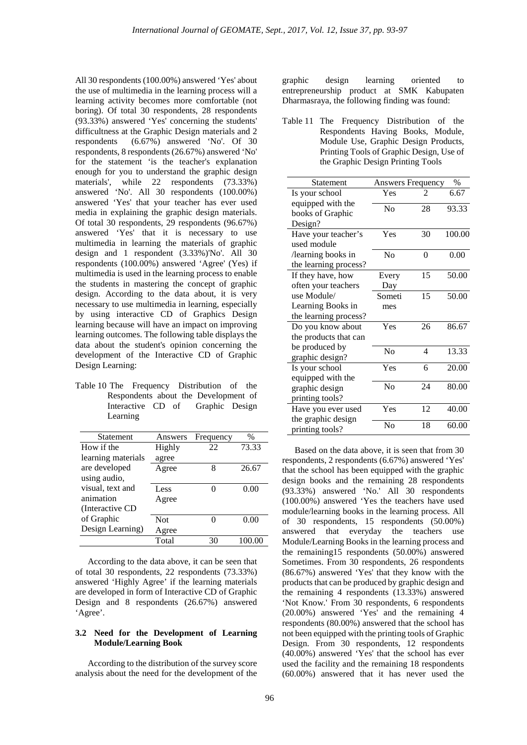All 30 respondents (100.00%) answered 'Yes' about the use of multimedia in the learning process will a learning activity becomes more comfortable (not boring). Of total 30 respondents, 28 respondents (93.33%) answered 'Yes' concerning the students' difficultness at the Graphic Design materials and 2 respondents (6.67%) answered 'No'. Of 30 respondents, 8 respondents (26.67%) answered 'No' for the statement 'is the teacher's explanation enough for you to understand the graphic design materials', while 22 respondents (73.33%) answered 'No'. All 30 respondents (100.00%) answered 'Yes' that your teacher has ever used media in explaining the graphic design materials. Of total 30 respondents, 29 respondents (96.67%) answered 'Yes' that it is necessary to use multimedia in learning the materials of graphic design and 1 respondent (3.33%)'No'. All 30 respondents (100.00%) answered 'Agree' (Yes) if multimedia is used in the learning process to enable the students in mastering the concept of graphic design. According to the data about, it is very necessary to use multimedia in learning, especially by using interactive CD of Graphics Design learning because will have an impact on improving learning outcomes. The following table displays the data about the student's opinion concerning the development of the Interactive CD of Graphic Design Learning:

Table 10 The Frequency Distribution of the Respondents about the Development of Interactive CD of Graphic Design Learning

| Statement | Answers | Frequency | % |
|---|---|---|---|
| How if the learning materials are developed using audio, visual, text and animation (Interactive CD of Graphic Design Learning) | Highly agree | 22 | 73.33 |
| | Agree | 8 | 26.67 |
| | Less Agree | 0 | 0.00 |
| | Not Agree | 0 | 0.00 |
| | Total | 30 | 100.00 |

According to the data above, it can be seen that of total 30 respondents, 22 respondents (73.33%) answered 'Highly Agree' if the learning materials are developed in form of Interactive CD of Graphic Design and 8 respondents (26.67%) answered 'Agree'.

### 3.2 Need for the Development of Learning Module/Learning Book

According to the distribution of the survey score analysis about the need for the development of the graphic design learning oriented to entrepreneurship product at SMK Kabupaten Dharmasraya, the following finding was found:

Table 11 The Frequency Distribution of the Respondents Having Books, Module, Module Use, Graphic Design Products, Printing Tools of Graphic Design, Use of the Graphic Design Printing Tools

| Statement | Answers | Frequency | % |
|---|---|---|---|
| Is your school equipped with the books of Graphic Design? | Yes | 2 | 6.67 |
| | No | 28 | 93.33 |
| Have your teacher's used module /learning books in the learning process? | Yes | 30 | 100.00 |
| | No | 0 | 0.00 |
| If they have, how often your teachers use Module/ Learning Books in the learning process? | Every Day | 15 | 50.00 |
| | Sometimes | 15 | 50.00 |
| Do you know about the products that can be produced by graphic design? | Yes | 26 | 86.67 |
| | No | 4 | 13.33 |
| Is your school equipped with the graphic design printing tools? | Yes | 6 | 20.00 |
| | No | 24 | 80.00 |
| Have you ever used the graphic design printing tools? | Yes | 12 | 40.00 |
| | No | 18 | 60.00 |

Based on the data above, it is seen that from 30 respondents, 2 respondents (6.67%) answered 'Yes' that the school has been equipped with the graphic design books and the remaining 28 respondents (93.33%) answered 'No.' All 30 respondents (100.00%) answered 'Yes the teachers have used module/learning books in the learning process. All of 30 respondents, 15 respondents (50.00%) answered that everyday the teachers use Module/Learning Books in the learning process and the remaining15 respondents (50.00%) answered Sometimes. From 30 respondents, 26 respondents (86.67%) answered 'Yes' that they know with the products that can be produced by graphic design and the remaining 4 respondents (13.33%) answered 'Not Know.' From 30 respondents, 6 respondents (20.00%) answered 'Yes' and the remaining 4 respondents (80.00%) answered that the school has not been equipped with the printing tools of Graphic Design. From 30 respondents, 12 respondents (40.00%) answered 'Yes' that the school has ever used the facility and the remaining 18 respondents (60.00%) answered that it has never used the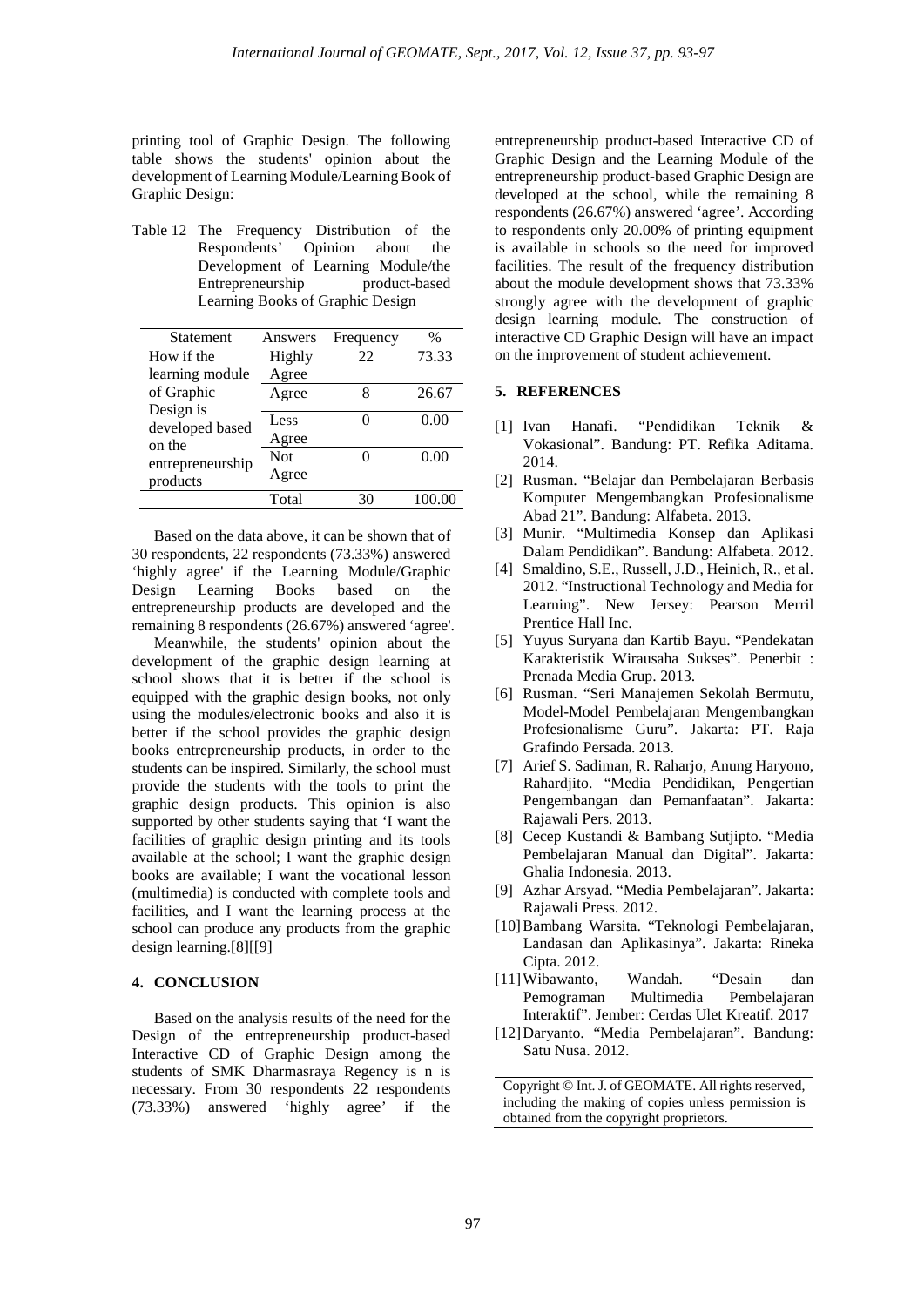printing tool of Graphic Design. The following table shows the students' opinion about the development of Learning Module/Learning Book of Graphic Design:

Table 12 The Frequency Distribution of the Respondents' Opinion about the Development of Learning Module/the Entrepreneurship product-based Learning Books of Graphic Design

| Statement | Answers | Frequency | % |
|---|---|---|---|
| How if the learning module of Graphic Design is developed based on the entrepreneurship products | Highly Agree | 22 | 73.33 |
| | Agree | 8 | 26.67 |
| | Less Agree | 0 | 0.00 |
| | Not Agree | 0 | 0.00 |
| | Total | 30 | 100.00 |

Based on the data above, it can be shown that of 30 respondents, 22 respondents (73.33%) answered 'highly agree' if the Learning Module/Graphic Design Learning Books based on the entrepreneurship products are developed and the remaining 8 respondents (26.67%) answered 'agree'.

Meanwhile, the students' opinion about the development of the graphic design learning at school shows that it is better if the school is equipped with the graphic design books, not only using the modules/electronic books and also it is better if the school provides the graphic design books entrepreneurship products, in order to the students can be inspired. Similarly, the school must provide the students with the tools to print the graphic design products. This opinion is also supported by other students saying that 'I want the facilities of graphic design printing and its tools available at the school; I want the graphic design books are available; I want the vocational lesson (multimedia) is conducted with complete tools and facilities, and I want the learning process at the school can produce any products from the graphic design learning.[8][[9]

## 4. CONCLUSION

Based on the analysis results of the need for the Design of the entrepreneurship product-based Interactive CD of Graphic Design among the students of SMK Dharmasraya Regency is n is necessary. From 30 respondents 22 respondents (73.33%) answered 'highly agree' if the entrepreneurship product-based Interactive CD of Graphic Design and the Learning Module of the entrepreneurship product-based Graphic Design are developed at the school, while the remaining 8 respondents (26.67%) answered 'agree'. According to respondents only 20.00% of printing equipment is available in schools so the need for improved facilities. The result of the frequency distribution about the module development shows that 73.33% strongly agree with the development of graphic design learning module. The construction of interactive CD Graphic Design will have an impact on the improvement of student achievement.

## 5. REFERENCES

[1] Ivan Hanafi. "Pendidikan Teknik & Vokasional". Bandung: PT. Refika Aditama. 2014.

[2] Rusman. "Belajar dan Pembelajaran Berbasis Komputer Mengembangkan Profesionalisme Abad 21". Bandung: Alfabeta. 2013.

[3] Munir. "Multimedia Konsep dan Aplikasi Dalam Pendidikan". Bandung: Alfabeta. 2012.

[4] Smaldino, S.E., Russell, J.D., Heinich, R., et al. 2012. "Instructional Technology and Media for Learning". New Jersey: Pearson Merril Prentice Hall Inc.

[5] Yuyus Suryana dan Kartib Bayu. "Pendekatan Karakteristik Wirausaha Sukses". Penerbit : Prenada Media Grup. 2013.

[6] Rusman. "Seri Manajemen Sekolah Bermutu, Model-Model Pembelajaran Mengembangkan Profesionalisme Guru". Jakarta: PT. Raja Grafindo Persada. 2013.

[7] Arief S. Sadiman, R. Raharjo, Anung Haryono, Rahardjito. "Media Pendidikan, Pengertian Pengembangan dan Pemanfaatan". Jakarta: Rajawali Pers. 2013.

[8] Cecep Kustandi & Bambang Sutjipto. "Media Pembelajaran Manual dan Digital". Jakarta: Ghalia Indonesia. 2013.

[9] Azhar Arsyad. "Media Pembelajaran". Jakarta: Rajawali Press. 2012.

[10] Bambang Warsita. "Teknologi Pembelajaran, Landasan dan Aplikasinya". Jakarta: Rineka Cipta. 2012.

[11] Wibawanto, Wandah. "Desain dan Pemograman Multimedia Pembelajaran Interaktif". Jember: Cerdas Ulet Kreatif. 2017

[12] Daryanto. "Media Pembelajaran". Bandung: Satu Nusa. 2012.

Copyright © Int. J. of GEOMATE. All rights reserved, including the making of copies unless permission is obtained from the copyright proprietors.